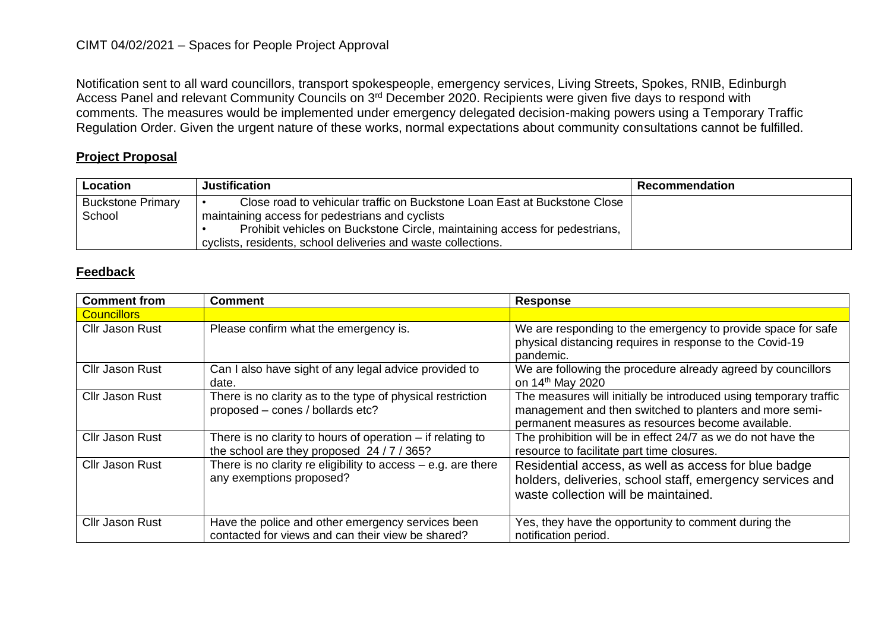CIMT 04/02/2021 – Spaces for People Project Approval

Notification sent to all ward councillors, transport spokespeople, emergency services, Living Streets, Spokes, RNIB, Edinburgh Access Panel and relevant Community Councils on 3rd December 2020. Recipients were given five days to respond with comments. The measures would be implemented under emergency delegated decision-making powers using a Temporary Traffic Regulation Order. Given the urgent nature of these works, normal expectations about community consultations cannot be fulfilled.

## Project Proposal

| Location | Justification | Recommendation |
|---|---|---|
| Buckstone Primary School | • Close road to vehicular traffic on Buckstone Loan East at Buckstone Close maintaining access for pedestrians and cyclists<br>• Prohibit vehicles on Buckstone Circle, maintaining access for pedestrians, cyclists, residents, school deliveries and waste collections. | |

## Feedback

| Comment from | Comment | Response |
|---|---|---|
| Councillors | | |
| Cllr Jason Rust | Please confirm what the emergency is. | We are responding to the emergency to provide space for safe physical distancing requires in response to the Covid-19 pandemic. |
| Cllr Jason Rust | Can I also have sight of any legal advice provided to date. | We are following the procedure already agreed by councillors on 14th May 2020 |
| Cllr Jason Rust | There is no clarity as to the type of physical restriction proposed – cones / bollards etc? | The measures will initially be introduced using temporary traffic management and then switched to planters and more semi-permanent measures as resources become available. |
| Cllr Jason Rust | There is no clarity to hours of operation – if relating to the school are they proposed 24 / 7 / 365? | The prohibition will be in effect 24/7 as we do not have the resource to facilitate part time closures. |
| Cllr Jason Rust | There is no clarity re eligibility to access – e.g. are there any exemptions proposed? | Residential access, as well as access for blue badge holders, deliveries, school staff, emergency services and waste collection will be maintained. |
| Cllr Jason Rust | Have the police and other emergency services been contacted for views and can their view be shared? | Yes, they have the opportunity to comment during the notification period. |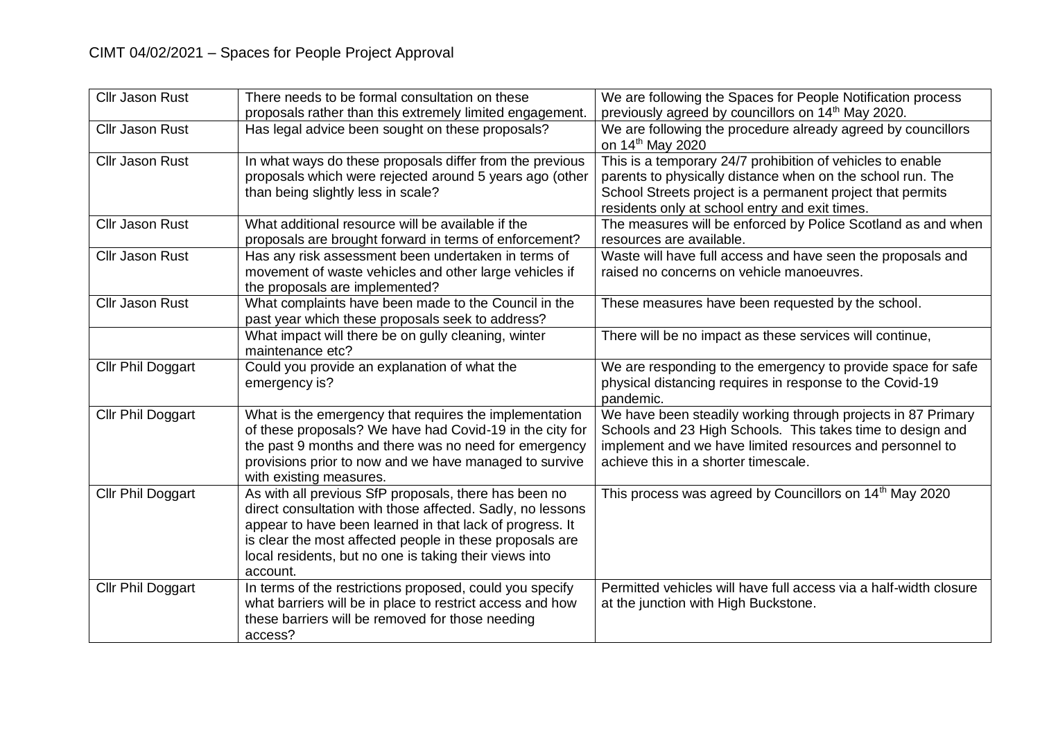CIMT 04/02/2021 – Spaces for People Project Approval

| | | |
|---|---|---|
| Cllr Jason Rust | There needs to be formal consultation on these proposals rather than this extremely limited engagement. | We are following the Spaces for People Notification process previously agreed by councillors on 14th May 2020. |
| Cllr Jason Rust | Has legal advice been sought on these proposals? | We are following the procedure already agreed by councillors on 14th May 2020 |
| Cllr Jason Rust | In what ways do these proposals differ from the previous proposals which were rejected around 5 years ago (other than being slightly less in scale? | This is a temporary 24/7 prohibition of vehicles to enable parents to physically distance when on the school run. The School Streets project is a permanent project that permits residents only at school entry and exit times. |
| Cllr Jason Rust | What additional resource will be available if the proposals are brought forward in terms of enforcement? | The measures will be enforced by Police Scotland as and when resources are available. |
| Cllr Jason Rust | Has any risk assessment been undertaken in terms of movement of waste vehicles and other large vehicles if the proposals are implemented? | Waste will have full access and have seen the proposals and raised no concerns on vehicle manoeuvres. |
| Cllr Jason Rust | What complaints have been made to the Council in the past year which these proposals seek to address? | These measures have been requested by the school. |
| | What impact will there be on gully cleaning, winter maintenance etc? | There will be no impact as these services will continue, |
| Cllr Phil Doggart | Could you provide an explanation of what the emergency is? | We are responding to the emergency to provide space for safe physical distancing requires in response to the Covid-19 pandemic. |
| Cllr Phil Doggart | What is the emergency that requires the implementation of these proposals? We have had Covid-19 in the city for the past 9 months and there was no need for emergency provisions prior to now and we have managed to survive with existing measures. | We have been steadily working through projects in 87 Primary Schools and 23 High Schools. This takes time to design and implement and we have limited resources and personnel to achieve this in a shorter timescale. |
| Cllr Phil Doggart | As with all previous SfP proposals, there has been no direct consultation with those affected. Sadly, no lessons appear to have been learned in that lack of progress. It is clear the most affected people in these proposals are local residents, but no one is taking their views into account. | This process was agreed by Councillors on 14th May 2020 |
| Cllr Phil Doggart | In terms of the restrictions proposed, could you specify what barriers will be in place to restrict access and how these barriers will be removed for those needing access? | Permitted vehicles will have full access via a half-width closure at the junction with High Buckstone. |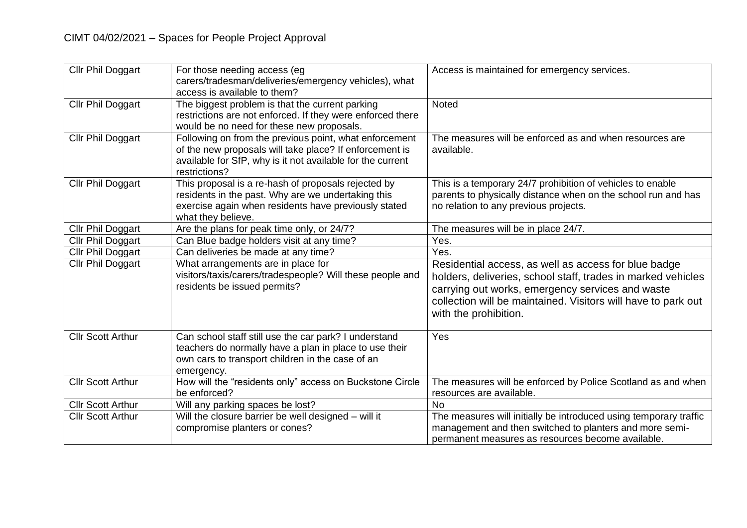CIMT 04/02/2021 – Spaces for People Project Approval

| | | |
|---|---|---|
| Cllr Phil Doggart | For those needing access (eg carers/tradesman/deliveries/emergency vehicles), what access is available to them? | Access is maintained for emergency services. |
| Cllr Phil Doggart | The biggest problem is that the current parking restrictions are not enforced. If they were enforced there would be no need for these new proposals. | Noted |
| Cllr Phil Doggart | Following on from the previous point, what enforcement of the new proposals will take place? If enforcement is available for SfP, why is it not available for the current restrictions? | The measures will be enforced as and when resources are available. |
| Cllr Phil Doggart | This proposal is a re-hash of proposals rejected by residents in the past. Why are we undertaking this exercise again when residents have previously stated what they believe. | This is a temporary 24/7 prohibition of vehicles to enable parents to physically distance when on the school run and has no relation to any previous projects. |
| Cllr Phil Doggart | Are the plans for peak time only, or 24/7? | The measures will be in place 24/7. |
| Cllr Phil Doggart | Can Blue badge holders visit at any time? | Yes. |
| Cllr Phil Doggart | Can deliveries be made at any time? | Yes. |
| Cllr Phil Doggart | What arrangements are in place for visitors/taxis/carers/tradespeople? Will these people and residents be issued permits? | Residential access, as well as access for blue badge holders, deliveries, school staff, trades in marked vehicles carrying out works, emergency services and waste collection will be maintained. Visitors will have to park out with the prohibition. |
| Cllr Scott Arthur | Can school staff still use the car park? I understand teachers do normally have a plan in place to use their own cars to transport children in the case of an emergency. | Yes |
| Cllr Scott Arthur | How will the "residents only" access on Buckstone Circle be enforced? | The measures will be enforced by Police Scotland as and when resources are available. |
| Cllr Scott Arthur | Will any parking spaces be lost? | No |
| Cllr Scott Arthur | Will the closure barrier be well designed – will it compromise planters or cones? | The measures will initially be introduced using temporary traffic management and then switched to planters and more semi-permanent measures as resources become available. |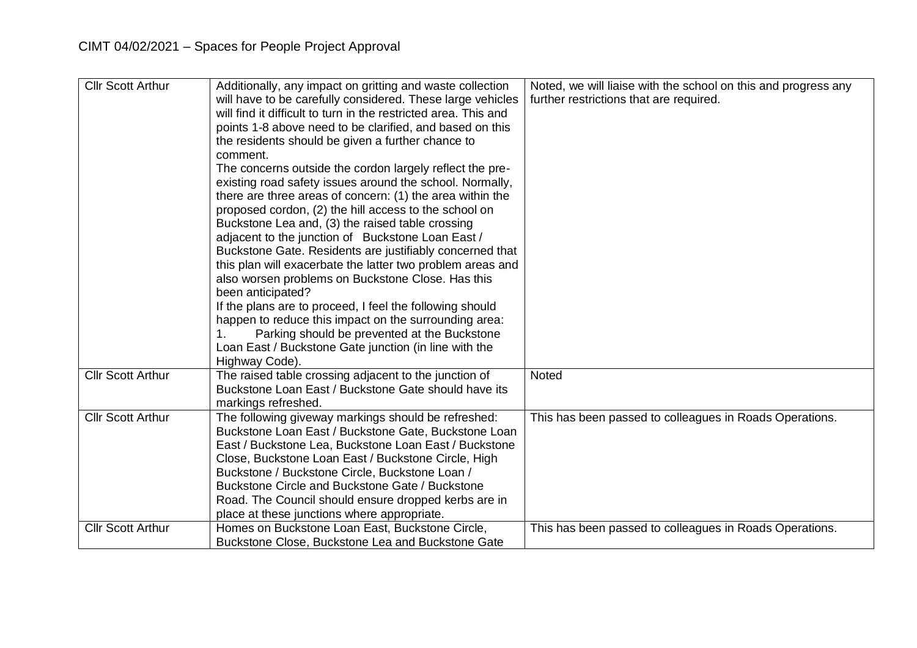# CIMT 04/02/2021 – Spaces for People Project Approval

| | | |
|---|---|---|
| Cllr Scott Arthur | Additionally, any impact on gritting and waste collection will have to be carefully considered. These large vehicles will find it difficult to turn in the restricted area. This and points 1-8 above need to be clarified, and based on this the residents should be given a further chance to comment.<br>The concerns outside the cordon largely reflect the pre-existing road safety issues around the school. Normally, there are three areas of concern: (1) the area within the proposed cordon, (2) the hill access to the school on Buckstone Lea and, (3) the raised table crossing adjacent to the junction of Buckstone Loan East / Buckstone Gate. Residents are justifiably concerned that this plan will exacerbate the latter two problem areas and also worsen problems on Buckstone Close. Has this been anticipated?<br>If the plans are to proceed, I feel the following should happen to reduce this impact on the surrounding area:<br>1. Parking should be prevented at the Buckstone Loan East / Buckstone Gate junction (in line with the Highway Code). | Noted, we will liaise with the school on this and progress any further restrictions that are required. |
| Cllr Scott Arthur | The raised table crossing adjacent to the junction of Buckstone Loan East / Buckstone Gate should have its markings refreshed. | Noted |
| Cllr Scott Arthur | The following giveway markings should be refreshed: Buckstone Loan East / Buckstone Gate, Buckstone Loan East / Buckstone Lea, Buckstone Loan East / Buckstone Close, Buckstone Loan East / Buckstone Circle, High Buckstone / Buckstone Circle, Buckstone Loan / Buckstone Circle and Buckstone Gate / Buckstone Road. The Council should ensure dropped kerbs are in place at these junctions where appropriate. | This has been passed to colleagues in Roads Operations. |
| Cllr Scott Arthur | Homes on Buckstone Loan East, Buckstone Circle, Buckstone Close, Buckstone Lea and Buckstone Gate | This has been passed to colleagues in Roads Operations. |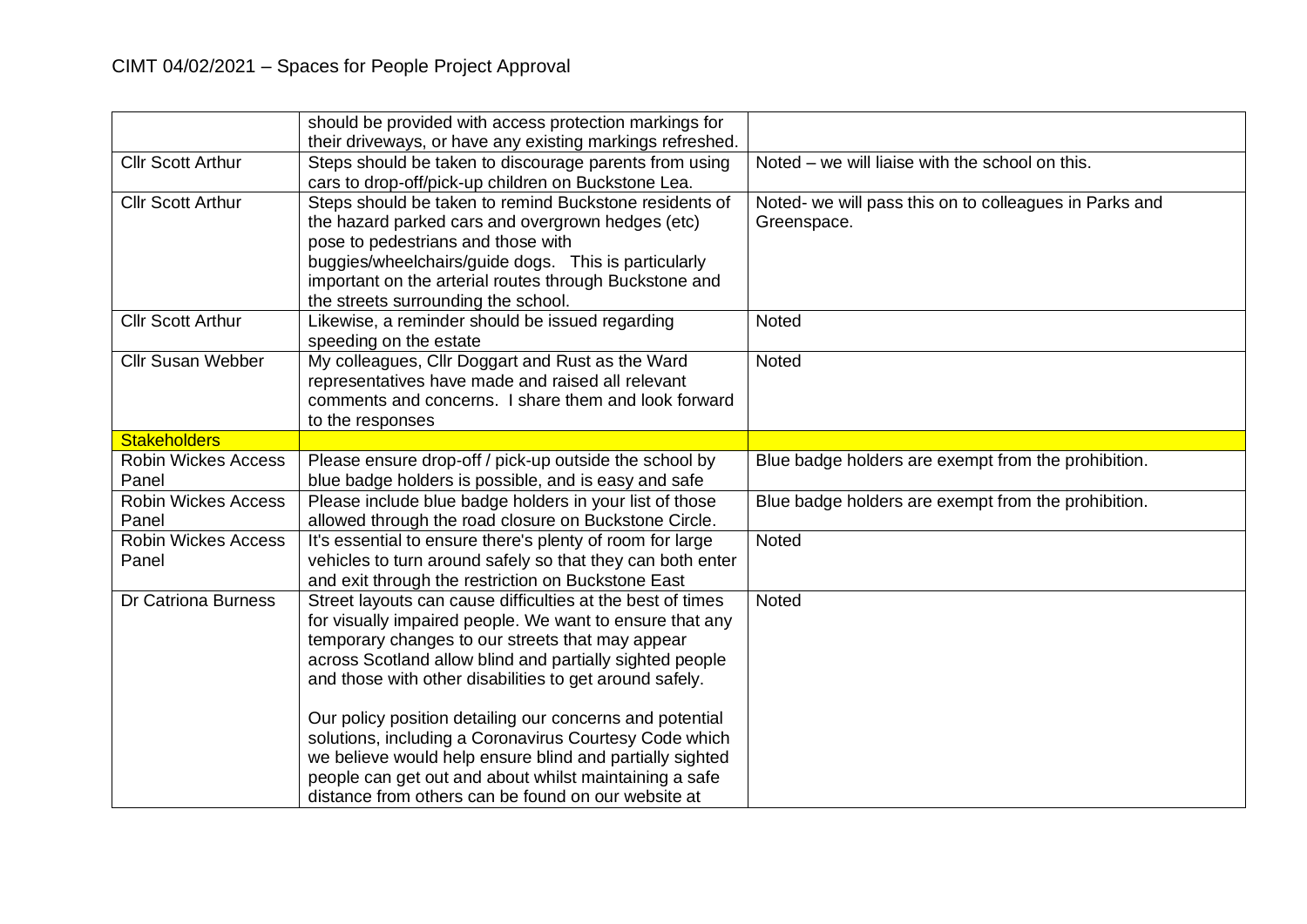| | should be provided with access protection markings for their driveways, or have any existing markings refreshed. | |
|---|---|---|
| Cllr Scott Arthur | Steps should be taken to discourage parents from using cars to drop-off/pick-up children on Buckstone Lea. | Noted – we will liaise with the school on this. |
| Cllr Scott Arthur | Steps should be taken to remind Buckstone residents of the hazard parked cars and overgrown hedges (etc) pose to pedestrians and those with buggies/wheelchairs/guide dogs. This is particularly important on the arterial routes through Buckstone and the streets surrounding the school. | Noted- we will pass this on to colleagues in Parks and Greenspace. |
| Cllr Scott Arthur | Likewise, a reminder should be issued regarding speeding on the estate | Noted |
| Cllr Susan Webber | My colleagues, Cllr Doggart and Rust as the Ward representatives have made and raised all relevant comments and concerns. I share them and look forward to the responses | Noted |
| **Stakeholders** | | |
| Robin Wickes Access Panel | Please ensure drop-off / pick-up outside the school by blue badge holders is possible, and is easy and safe | Blue badge holders are exempt from the prohibition. |
| Robin Wickes Access Panel | Please include blue badge holders in your list of those allowed through the road closure on Buckstone Circle. | Blue badge holders are exempt from the prohibition. |
| Robin Wickes Access Panel | It's essential to ensure there's plenty of room for large vehicles to turn around safely so that they can both enter and exit through the restriction on Buckstone East | Noted |
| Dr Catriona Burness | Street layouts can cause difficulties at the best of times for visually impaired people. We want to ensure that any temporary changes to our streets that may appear across Scotland allow blind and partially sighted people and those with other disabilities to get around safely.<br><br>Our policy position detailing our concerns and potential solutions, including a Coronavirus Courtesy Code which we believe would help ensure blind and partially sighted people can get out and about whilst maintaining a safe distance from others can be found on our website at | Noted |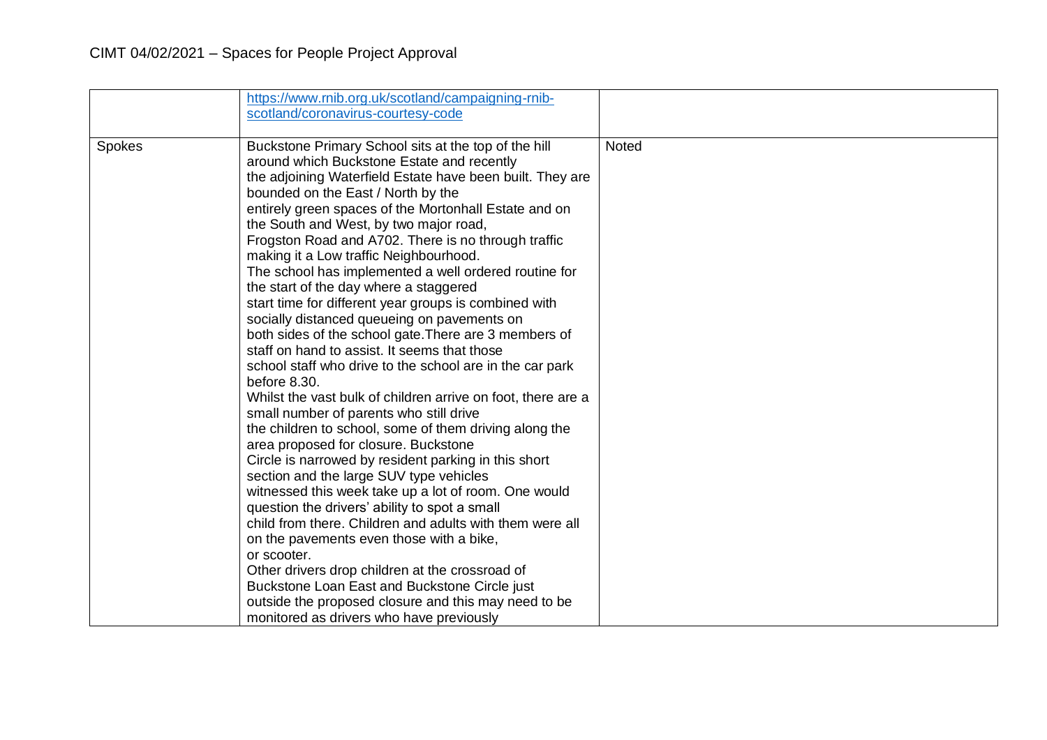| | | |
|---|---|---|
| | https://www.rnib.org.uk/scotland/campaigning-rnib-scotland/coronavirus-courtesy-code | |
| Spokes | Buckstone Primary School sits at the top of the hill around which Buckstone Estate and recently the adjoining Waterfield Estate have been built. They are bounded on the East / North by the entirely green spaces of the Mortonhall Estate and on the South and West, by two major road, Frogston Road and A702. There is no through traffic making it a Low traffic Neighbourhood.<br>The school has implemented a well ordered routine for the start of the day where a staggered start time for different year groups is combined with socially distanced queueing on pavements on both sides of the school gate.There are 3 members of staff on hand to assist. It seems that those school staff who drive to the school are in the car park before 8.30.<br>Whilst the vast bulk of children arrive on foot, there are a small number of parents who still drive the children to school, some of them driving along the area proposed for closure. Buckstone Circle is narrowed by resident parking in this short section and the large SUV type vehicles witnessed this week take up a lot of room. One would question the drivers' ability to spot a small child from there. Children and adults with them were all on the pavements even those with a bike, or scooter.<br>Other drivers drop children at the crossroad of Buckstone Loan East and Buckstone Circle just outside the proposed closure and this may need to be monitored as drivers who have previously | Noted |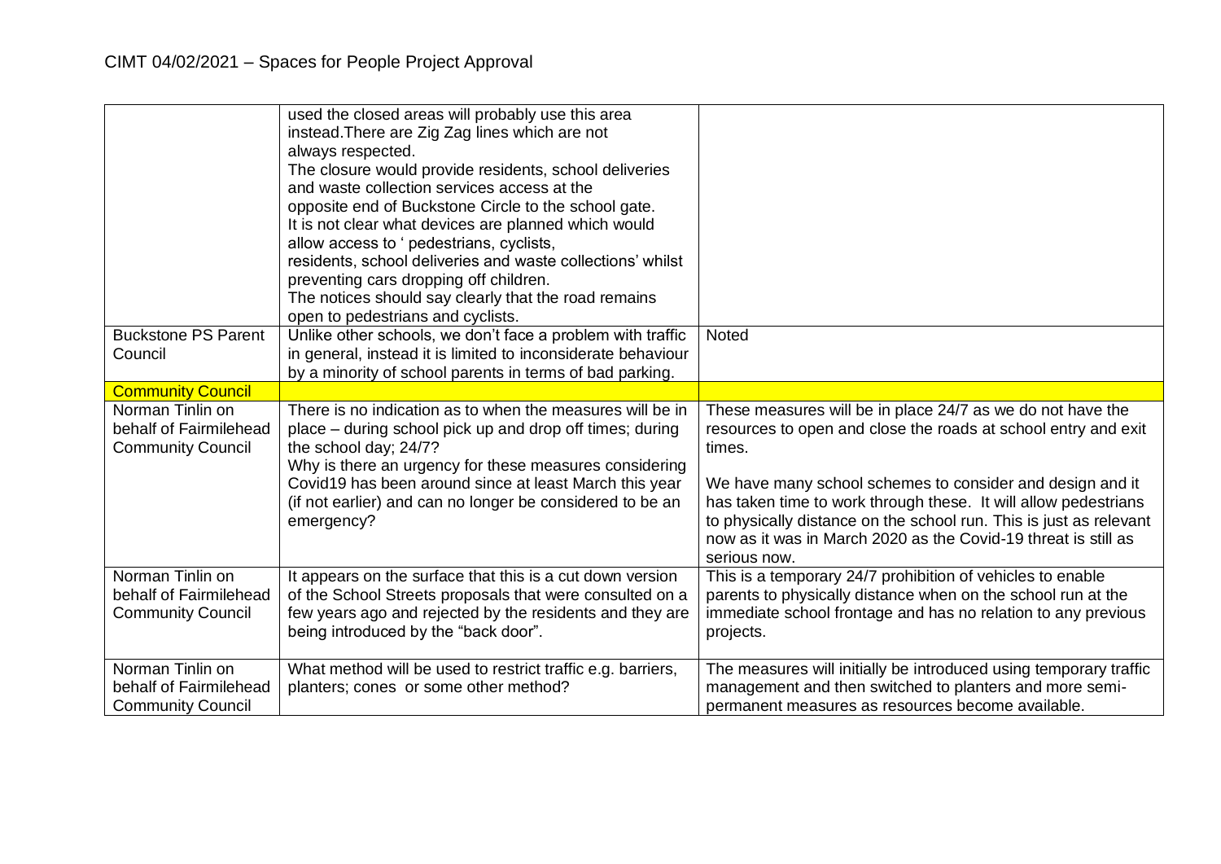| | | |
|---|---|---|
| | used the closed areas will probably use this area instead.There are Zig Zag lines which are not always respected.<br>The closure would provide residents, school deliveries and waste collection services access at the opposite end of Buckstone Circle to the school gate.<br>It is not clear what devices are planned which would allow access to ' pedestrians, cyclists, residents, school deliveries and waste collections' whilst preventing cars dropping off children.<br>The notices should say clearly that the road remains open to pedestrians and cyclists. | |
| Buckstone PS Parent Council | Unlike other schools, we don't face a problem with traffic in general, instead it is limited to inconsiderate behaviour by a minority of school parents in terms of bad parking. | Noted |
| **Community Council** | | |
| Norman Tinlin on behalf of Fairmilehead Community Council | There is no indication as to when the measures will be in place – during school pick up and drop off times; during the school day; 24/7?<br>Why is there an urgency for these measures considering Covid19 has been around since at least March this year (if not earlier) and can no longer be considered to be an emergency? | These measures will be in place 24/7 as we do not have the resources to open and close the roads at school entry and exit times.<br><br>We have many school schemes to consider and design and it has taken time to work through these. It will allow pedestrians to physically distance on the school run. This is just as relevant now as it was in March 2020 as the Covid-19 threat is still as serious now. |
| Norman Tinlin on behalf of Fairmilehead Community Council | It appears on the surface that this is a cut down version of the School Streets proposals that were consulted on a few years ago and rejected by the residents and they are being introduced by the "back door". | This is a temporary 24/7 prohibition of vehicles to enable parents to physically distance when on the school run at the immediate school frontage and has no relation to any previous projects. |
| Norman Tinlin on behalf of Fairmilehead Community Council | What method will be used to restrict traffic e.g. barriers, planters; cones or some other method? | The measures will initially be introduced using temporary traffic management and then switched to planters and more semi-permanent measures as resources become available. |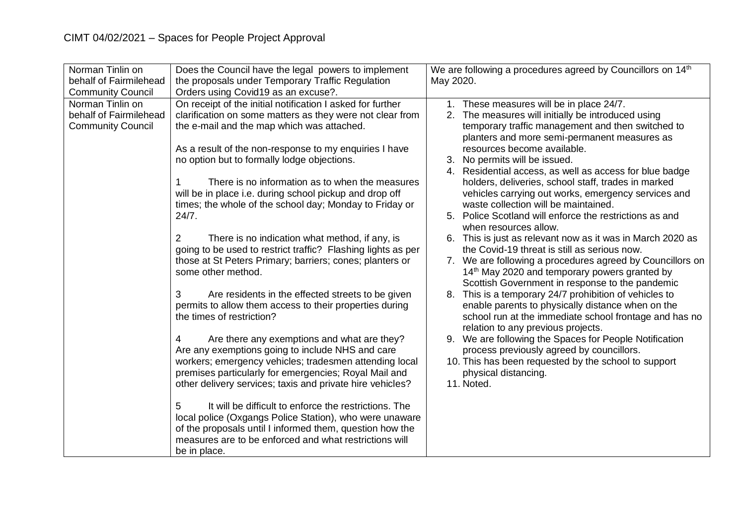# CIMT 04/02/2021 – Spaces for People Project Approval

| | | |
|---|---|---|
| Norman Tinlin on behalf of Fairmilehead Community Council | Does the Council have the legal powers to implement the proposals under Temporary Traffic Regulation Orders using Covid19 as an excuse?. | We are following a procedures agreed by Councillors on 14th May 2020. |
| Norman Tinlin on behalf of Fairmilehead Community Council | On receipt of the initial notification I asked for further clarification on some matters as they were not clear from the e-mail and the map which was attached.<br><br>As a result of the non-response to my enquiries I have no option but to formally lodge objections.<br><br>1 There is no information as to when the measures will be in place i.e. during school pickup and drop off times; the whole of the school day; Monday to Friday or 24/7.<br><br>2 There is no indication what method, if any, is going to be used to restrict traffic? Flashing lights as per those at St Peters Primary; barriers; cones; planters or some other method.<br><br>3 Are residents in the effected streets to be given permits to allow them access to their properties during the times of restriction?<br><br>4 Are there any exemptions and what are they? Are any exemptions going to include NHS and care workers; emergency vehicles; tradesmen attending local premises particularly for emergencies; Royal Mail and other delivery services; taxis and private hire vehicles?<br><br>5 It will be difficult to enforce the restrictions. The local police (Oxgangs Police Station), who were unaware of the proposals until I informed them, question how the measures are to be enforced and what restrictions will be in place. | 1. These measures will be in place 24/7.<br>2. The measures will initially be introduced using temporary traffic management and then switched to planters and more semi-permanent measures as resources become available.<br>3. No permits will be issued.<br>4. Residential access, as well as access for blue badge holders, deliveries, school staff, trades in marked vehicles carrying out works, emergency services and waste collection will be maintained.<br>5. Police Scotland will enforce the restrictions as and when resources allow.<br>6. This is just as relevant now as it was in March 2020 as the Covid-19 threat is still as serious now.<br>7. We are following a procedures agreed by Councillors on 14th May 2020 and temporary powers granted by Scottish Government in response to the pandemic<br>8. This is a temporary 24/7 prohibition of vehicles to enable parents to physically distance when on the school run at the immediate school frontage and has no relation to any previous projects.<br>9. We are following the Spaces for People Notification process previously agreed by councillors.<br>10. This has been requested by the school to support physical distancing.<br>11. Noted. |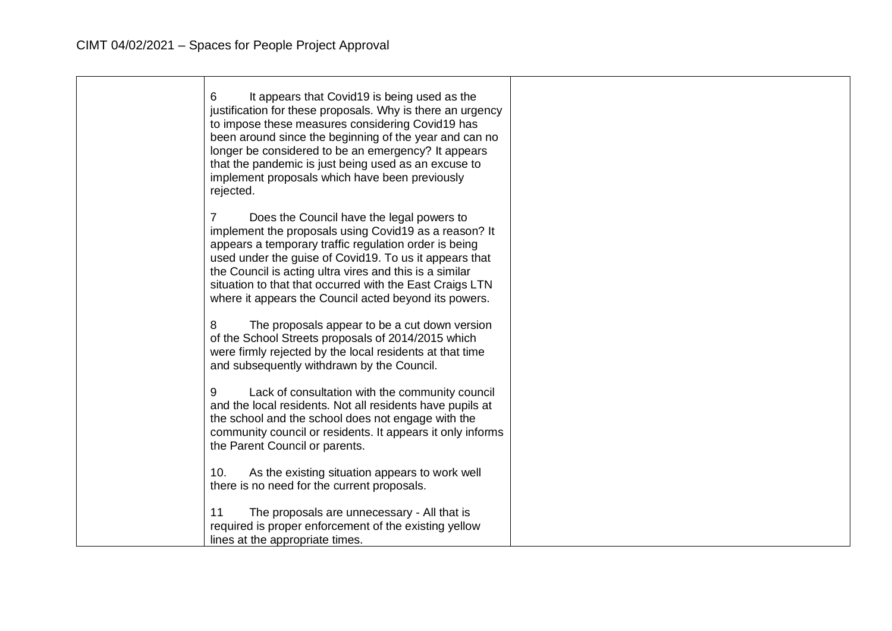| | | |
|---|---|---|
| | 6 It appears that Covid19 is being used as the justification for these proposals. Why is there an urgency to impose these measures considering Covid19 has been around since the beginning of the year and can no longer be considered to be an emergency? It appears that the pandemic is just being used as an excuse to implement proposals which have been previously rejected.<br><br>7 Does the Council have the legal powers to implement the proposals using Covid19 as a reason? It appears a temporary traffic regulation order is being used under the guise of Covid19. To us it appears that the Council is acting ultra vires and this is a similar situation to that that occurred with the East Craigs LTN where it appears the Council acted beyond its powers.<br><br>8 The proposals appear to be a cut down version of the School Streets proposals of 2014/2015 which were firmly rejected by the local residents at that time and subsequently withdrawn by the Council.<br><br>9 Lack of consultation with the community council and the local residents. Not all residents have pupils at the school and the school does not engage with the community council or residents. It appears it only informs the Parent Council or parents.<br><br>10. As the existing situation appears to work well there is no need for the current proposals.<br><br>11 The proposals are unnecessary - All that is required is proper enforcement of the existing yellow lines at the appropriate times. | |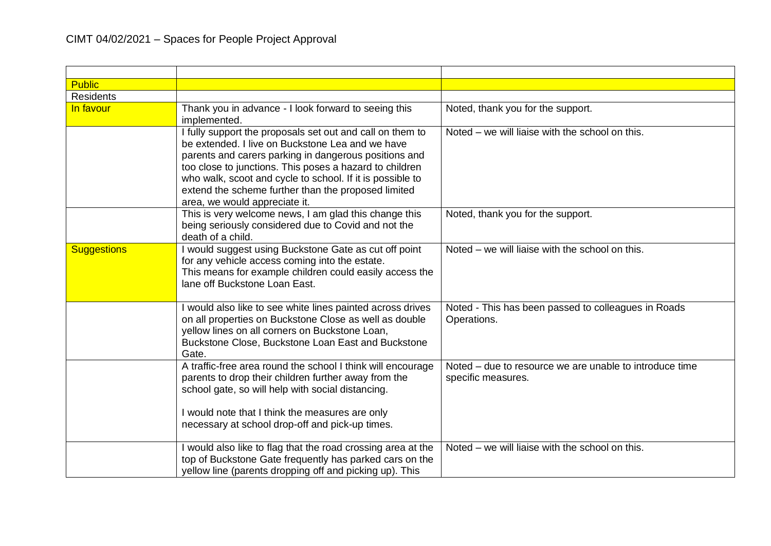# CIMT 04/02/2021 – Spaces for People Project Approval

| | | |
|---|---|---|
| Public | | |
| Residents | | |
| In favour | Thank you in advance - I look forward to seeing this implemented. | Noted, thank you for the support. |
| | I fully support the proposals set out and call on them to be extended. I live on Buckstone Lea and we have parents and carers parking in dangerous positions and too close to junctions. This poses a hazard to children who walk, scoot and cycle to school. If it is possible to extend the scheme further than the proposed limited area, we would appreciate it. | Noted – we will liaise with the school on this. |
| | This is very welcome news, I am glad this change this being seriously considered due to Covid and not the death of a child. | Noted, thank you for the support. |
| Suggestions | I would suggest using Buckstone Gate as cut off point for any vehicle access coming into the estate.<br>This means for example children could easily access the lane off Buckstone Loan East. | Noted – we will liaise with the school on this. |
| | I would also like to see white lines painted across drives on all properties on Buckstone Close as well as double yellow lines on all corners on Buckstone Loan, Buckstone Close, Buckstone Loan East and Buckstone Gate. | Noted - This has been passed to colleagues in Roads Operations. |
| | A traffic-free area round the school I think will encourage parents to drop their children further away from the school gate, so will help with social distancing.<br><br>I would note that I think the measures are only necessary at school drop-off and pick-up times. | Noted – due to resource we are unable to introduce time specific measures. |
| | I would also like to flag that the road crossing area at the top of Buckstone Gate frequently has parked cars on the yellow line (parents dropping off and picking up). This | Noted – we will liaise with the school on this. |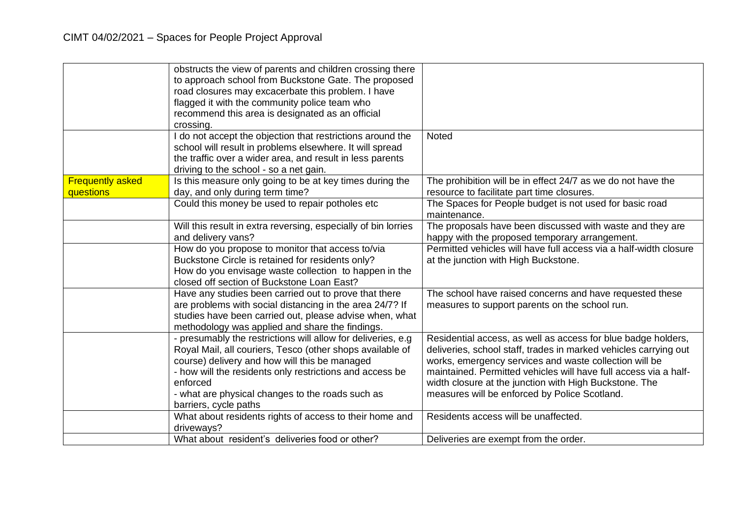| | | |
|---|---|---|
| | obstructs the view of parents and children crossing there to approach school from Buckstone Gate. The proposed road closures may excacerbate this problem. I have flagged it with the community police team who recommend this area is designated as an official crossing. | |
| | I do not accept the objection that restrictions around the school will result in problems elsewhere. It will spread the traffic over a wider area, and result in less parents driving to the school - so a net gain. | Noted |
| Frequently asked questions | Is this measure only going to be at key times during the day, and only during term time? | The prohibition will be in effect 24/7 as we do not have the resource to facilitate part time closures. |
| | Could this money be used to repair potholes etc | The Spaces for People budget is not used for basic road maintenance. |
| | Will this result in extra reversing, especially of bin lorries and delivery vans? | The proposals have been discussed with waste and they are happy with the proposed temporary arrangement. |
| | How do you propose to monitor that access to/via Buckstone Circle is retained for residents only? How do you envisage waste collection to happen in the closed off section of Buckstone Loan East? | Permitted vehicles will have full access via a half-width closure at the junction with High Buckstone. |
| | Have any studies been carried out to prove that there are problems with social distancing in the area 24/7? If studies have been carried out, please advise when, what methodology was applied and share the findings. | The school have raised concerns and have requested these measures to support parents on the school run. |
| | - presumably the restrictions will allow for deliveries, e.g Royal Mail, all couriers, Tesco (other shops available of course) delivery and how will this be managed<br>- how will the residents only restrictions and access be enforced<br>- what are physical changes to the roads such as barriers, cycle paths | Residential access, as well as access for blue badge holders, deliveries, school staff, trades in marked vehicles carrying out works, emergency services and waste collection will be maintained. Permitted vehicles will have full access via a half-width closure at the junction with High Buckstone. The measures will be enforced by Police Scotland. |
| | What about residents rights of access to their home and driveways? | Residents access will be unaffected. |
| | What about resident's deliveries food or other? | Deliveries are exempt from the order. |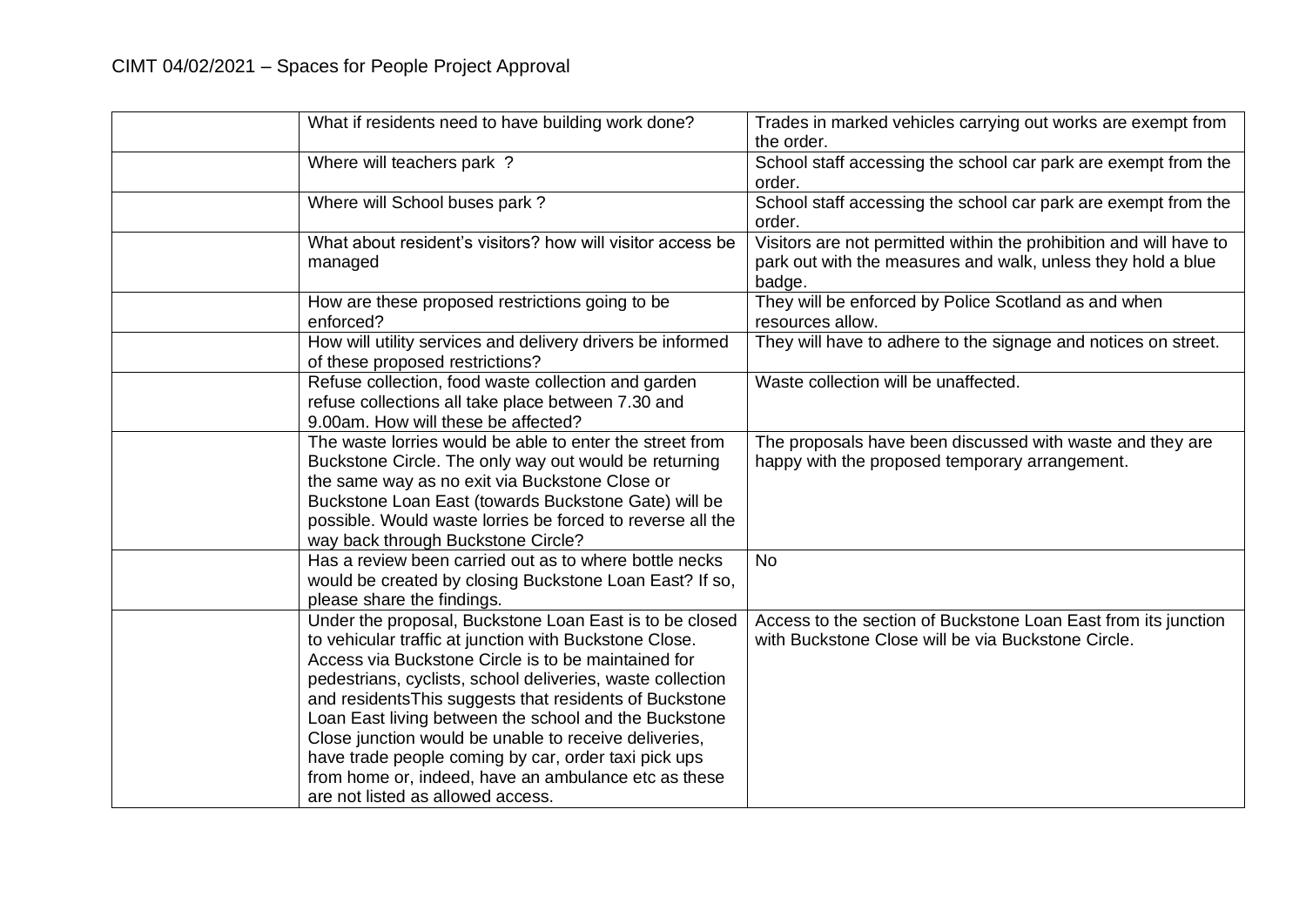CIMT 04/02/2021 – Spaces for People Project Approval

| | | |
|---|---|---|
| | What if residents need to have building work done? | Trades in marked vehicles carrying out works are exempt from the order. |
| | Where will teachers park ? | School staff accessing the school car park are exempt from the order. |
| | Where will School buses park ? | School staff accessing the school car park are exempt from the order. |
| | What about resident's visitors? how will visitor access be managed | Visitors are not permitted within the prohibition and will have to park out with the measures and walk, unless they hold a blue badge. |
| | How are these proposed restrictions going to be enforced? | They will be enforced by Police Scotland as and when resources allow. |
| | How will utility services and delivery drivers be informed of these proposed restrictions? | They will have to adhere to the signage and notices on street. |
| | Refuse collection, food waste collection and garden refuse collections all take place between 7.30 and 9.00am. How will these be affected? | Waste collection will be unaffected. |
| | The waste lorries would be able to enter the street from Buckstone Circle. The only way out would be returning the same way as no exit via Buckstone Close or Buckstone Loan East (towards Buckstone Gate) will be possible. Would waste lorries be forced to reverse all the way back through Buckstone Circle? | The proposals have been discussed with waste and they are happy with the proposed temporary arrangement. |
| | Has a review been carried out as to where bottle necks would be created by closing Buckstone Loan East? If so, please share the findings. | No |
| | Under the proposal, Buckstone Loan East is to be closed to vehicular traffic at junction with Buckstone Close. Access via Buckstone Circle is to be maintained for pedestrians, cyclists, school deliveries, waste collection and residentsThis suggests that residents of Buckstone Loan East living between the school and the Buckstone Close junction would be unable to receive deliveries, have trade people coming by car, order taxi pick ups from home or, indeed, have an ambulance etc as these are not listed as allowed access. | Access to the section of Buckstone Loan East from its junction with Buckstone Close will be via Buckstone Circle. |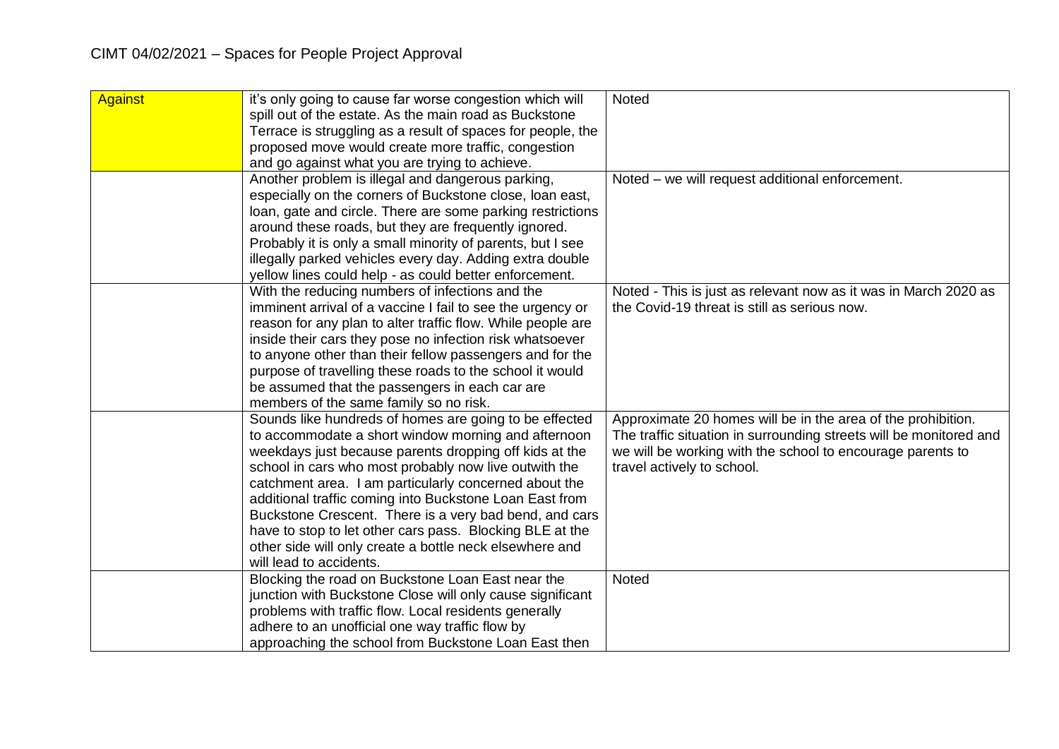# CIMT 04/02/2021 – Spaces for People Project Approval

| | | |
|---|---|---|
| Against | it's only going to cause far worse congestion which will spill out of the estate. As the main road as Buckstone Terrace is struggling as a result of spaces for people, the proposed move would create more traffic, congestion and go against what you are trying to achieve. | Noted |
| | Another problem is illegal and dangerous parking, especially on the corners of Buckstone close, loan east, loan, gate and circle. There are some parking restrictions around these roads, but they are frequently ignored. Probably it is only a small minority of parents, but I see illegally parked vehicles every day. Adding extra double yellow lines could help - as could better enforcement. | Noted – we will request additional enforcement. |
| | With the reducing numbers of infections and the imminent arrival of a vaccine I fail to see the urgency or reason for any plan to alter traffic flow. While people are inside their cars they pose no infection risk whatsoever to anyone other than their fellow passengers and for the purpose of travelling these roads to the school it would be assumed that the passengers in each car are members of the same family so no risk. | Noted - This is just as relevant now as it was in March 2020 as the Covid-19 threat is still as serious now. |
| | Sounds like hundreds of homes are going to be effected to accommodate a short window morning and afternoon weekdays just because parents dropping off kids at the school in cars who most probably now live outwith the catchment area. I am particularly concerned about the additional traffic coming into Buckstone Loan East from Buckstone Crescent. There is a very bad bend, and cars have to stop to let other cars pass. Blocking BLE at the other side will only create a bottle neck elsewhere and will lead to accidents. | Approximate 20 homes will be in the area of the prohibition. The traffic situation in surrounding streets will be monitored and we will be working with the school to encourage parents to travel actively to school. |
| | Blocking the road on Buckstone Loan East near the junction with Buckstone Close will only cause significant problems with traffic flow. Local residents generally adhere to an unofficial one way traffic flow by approaching the school from Buckstone Loan East then | Noted |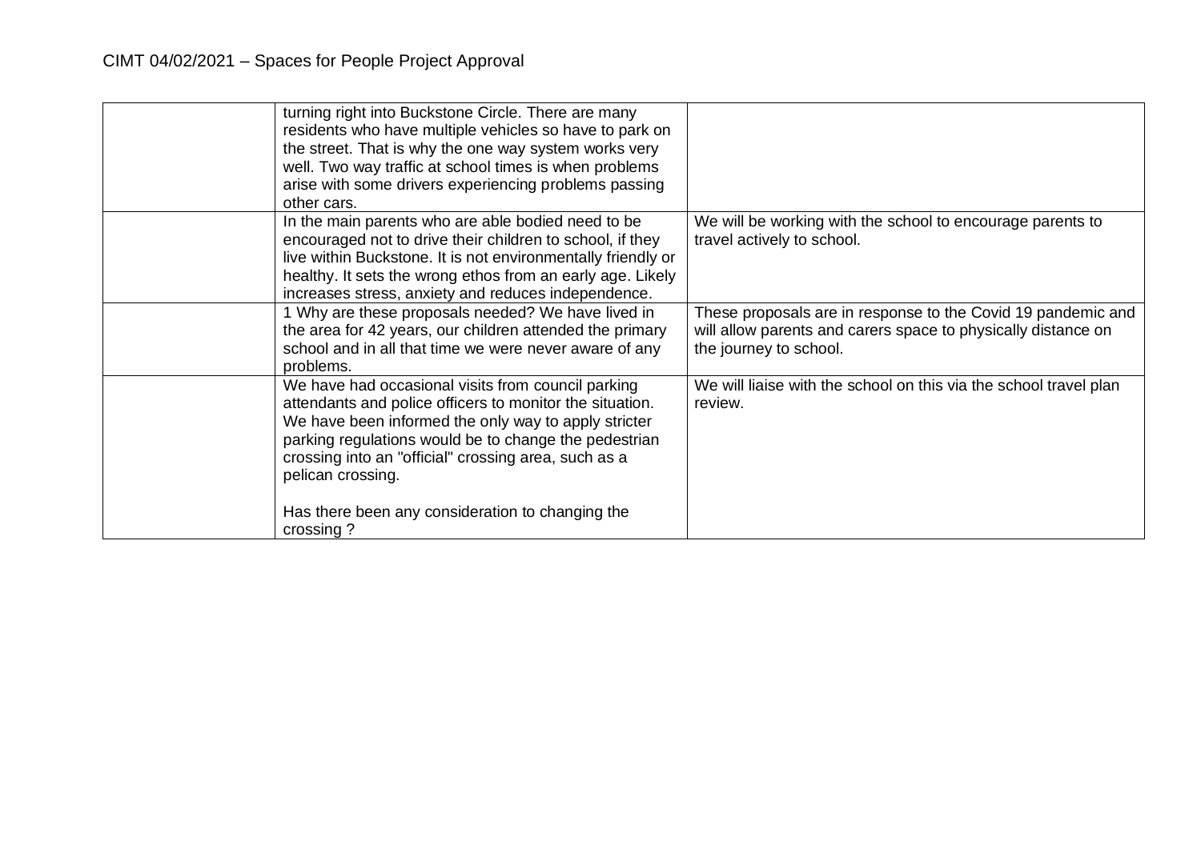| | | |
|---|---|---|
| | turning right into Buckstone Circle. There are many residents who have multiple vehicles so have to park on the street. That is why the one way system works very well. Two way traffic at school times is when problems arise with some drivers experiencing problems passing other cars. | |
| | In the main parents who are able bodied need to be encouraged not to drive their children to school, if they live within Buckstone. It is not environmentally friendly or healthy. It sets the wrong ethos from an early age. Likely increases stress, anxiety and reduces independence. | We will be working with the school to encourage parents to travel actively to school. |
| | 1 Why are these proposals needed? We have lived in the area for 42 years, our children attended the primary school and in all that time we were never aware of any problems. | These proposals are in response to the Covid 19 pandemic and will allow parents and carers space to physically distance on the journey to school. |
| | We have had occasional visits from council parking attendants and police officers to monitor the situation. We have been informed the only way to apply stricter parking regulations would be to change the pedestrian crossing into an "official" crossing area, such as a pelican crossing.<br><br>Has there been any consideration to changing the crossing ? | We will liaise with the school on this via the school travel plan review. |